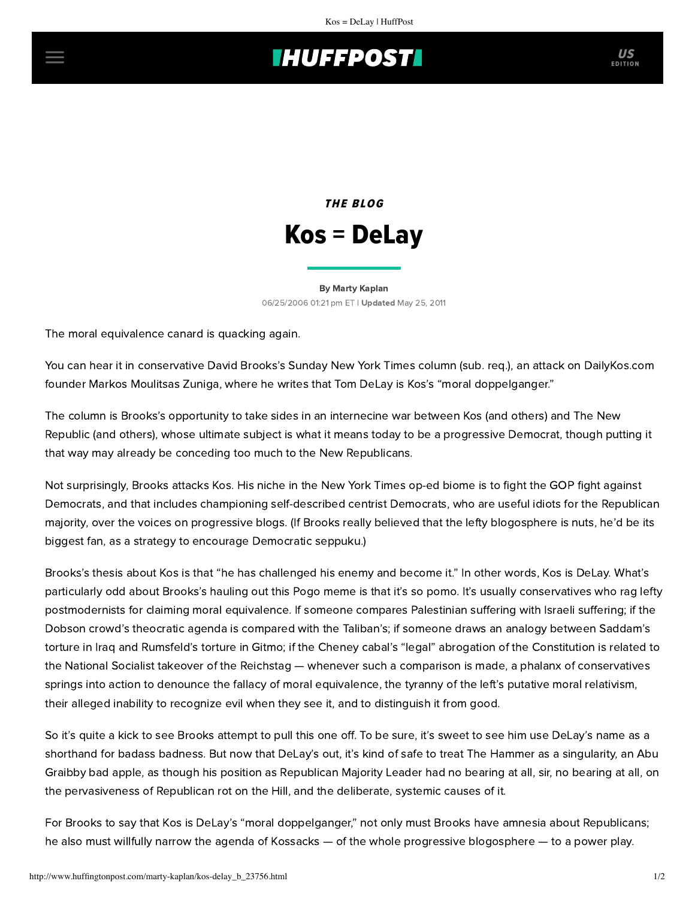THE BLOG

# Kos = DeLay

By Marty Kaplan

06/25/2006 01:21 pm ET | **Updated** May 25, 2011

The moral equivalence canard is quacking again.

You can hear it in conservative David Brooks's Sunday New York Times column (sub. req.), an attack on DailyKos.com founder Markos Moulitsas Zuniga, where he writes that Tom DeLay is Kos's "moral doppelganger."

The column is Brooks's opportunity to take sides in an internecine war between Kos (and others) and The New Republic (and others), whose ultimate subject is what it means today to be a progressive Democrat, though putting it that way may already be conceding too much to the New Republicans.

Not surprisingly, Brooks attacks Kos. His niche in the New York Times op-ed biome is to fight the GOP fight against Democrats, and that includes championing self-described centrist Democrats, who are useful idiots for the Republican majority, over the voices on progressive blogs. (If Brooks really believed that the lefty blogosphere is nuts, he'd be its biggest fan, as a strategy to encourage Democratic seppuku.)

Brooks's thesis about Kos is that "he has challenged his enemy and become it." In other words, Kos is DeLay. What's particularly odd about Brooks's hauling out this Pogo meme is that it's so pomo. It's usually conservatives who rag lefty postmodernists for claiming moral equivalence. If someone compares Palestinian suffering with Israeli suffering; if the Dobson crowd's theocratic agenda is compared with the Taliban's; if someone draws an analogy between Saddam's torture in Iraq and Rumsfeld's torture in Gitmo; if the Cheney cabal's "legal" abrogation of the Constitution is related to the National Socialist takeover of the Reichstag — whenever such a comparison is made, a phalanx of conservatives springs into action to denounce the fallacy of moral equivalence, the tyranny of the left's putative moral relativism, their alleged inability to recognize evil when they see it, and to distinguish it from good.

So it's quite a kick to see Brooks attempt to pull this one off. To be sure, it's sweet to see him use DeLay's name as a shorthand for badass badness. But now that DeLay's out, it's kind of safe to treat The Hammer as a singularity, an Abu Graibby bad apple, as though his position as Republican Majority Leader had no bearing at all, sir, no bearing at all, on the pervasiveness of Republican rot on the Hill, and the deliberate, systemic causes of it.

For Brooks to say that Kos is DeLay's "moral doppelganger," not only must Brooks have amnesia about Republicans; he also must willfully narrow the agenda of Kossacks — of the whole progressive blogosphere — to a power play.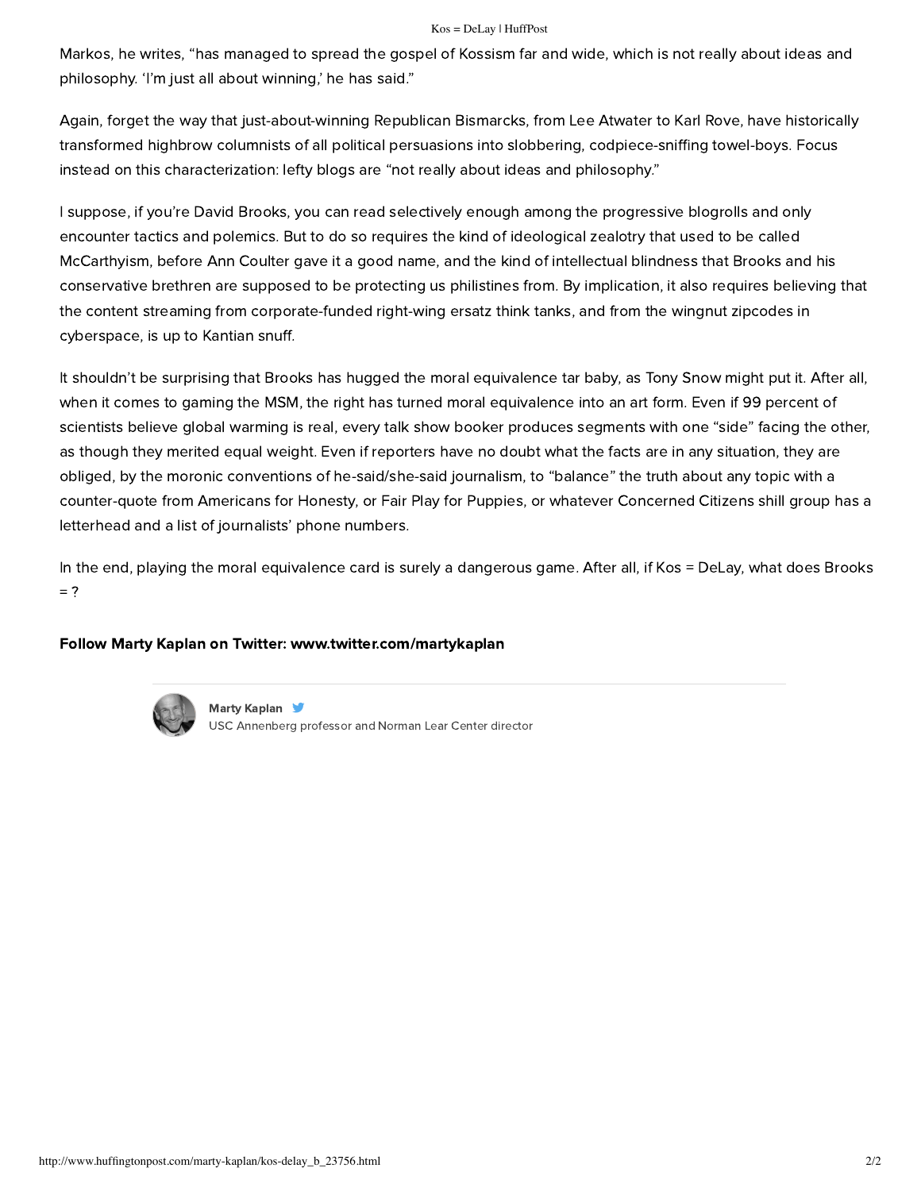Markos, he writes, “has managed to spread the gospel of Kossism far and wide, which is not really about ideas and philosophy. ‘I’m just all about winning,’ he has said.”

Again, forget the way that just-about-winning Republican Bismarcks, from Lee Atwater to Karl Rove, have historically transformed highbrow columnists of all political persuasions into slobbering, codpiece-sniffing towel-boys. Focus instead on this characterization: lefty blogs are “not really about ideas and philosophy.”

I suppose, if you’re David Brooks, you can read selectively enough among the progressive blogrolls and only encounter tactics and polemics. But to do so requires the kind of ideological zealotry that used to be called McCarthyism, before Ann Coulter gave it a good name, and the kind of intellectual blindness that Brooks and his conservative brethren are supposed to be protecting us philistines from. By implication, it also requires believing that the content streaming from corporate-funded right-wing ersatz think tanks, and from the wingnut zipcodes in cyberspace, is up to Kantian snuff.

It shouldn’t be surprising that Brooks has hugged the moral equivalence tar baby, as Tony Snow might put it. After all, when it comes to gaming the MSM, the right has turned moral equivalence into an art form. Even if 99 percent of scientists believe global warming is real, every talk show booker produces segments with one “side” facing the other, as though they merited equal weight. Even if reporters have no doubt what the facts are in any situation, they are obliged, by the moronic conventions of he-said/she-said journalism, to “balance” the truth about any topic with a counter-quote from Americans for Honesty, or Fair Play for Puppies, or whatever Concerned Citizens shill group has a letterhead and a list of journalists’ phone numbers.

In the end, playing the moral equivalence card is surely a dangerous game. After all, if Kos = DeLay, what does Brooks = ?

**Follow Marty Kaplan on Twitter: www.twitter.com/martykaplan**

**Marty Kaplan**
USC Annenberg professor and Norman Lear Center director